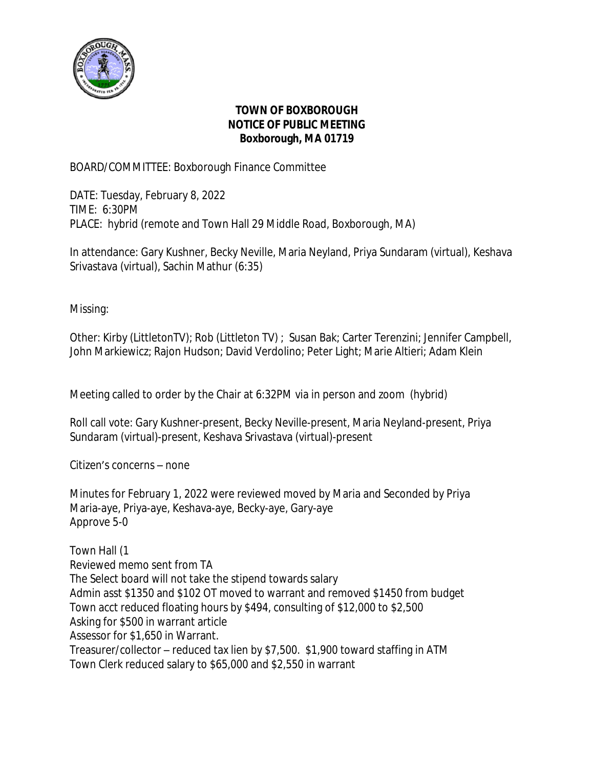**TOWN OF BOXBOROUGH**
**NOTICE OF PUBLIC MEETING**
**Boxborough, MA 01719**

BOARD/COMMITTEE: Boxborough Finance Committee

DATE: Tuesday, February 8, 2022
TIME: 6:30PM
PLACE: hybrid (remote and Town Hall 29 Middle Road, Boxborough, MA)

In attendance: Gary Kushner, Becky Neville, Maria Neyland, Priya Sundaram (virtual), Keshava Srivastava (virtual), Sachin Mathur (6:35)

Missing:

Other: Kirby (LittletonTV); Rob (Littleton TV) ; Susan Bak; Carter Terenzini; Jennifer Campbell, John Markiewicz; Rajon Hudson; David Verdolino; Peter Light; Marie Altieri; Adam Klein

Meeting called to order by the Chair at 6:32PM via in person and zoom (hybrid)

Roll call vote: Gary Kushner-present, Becky Neville-present, Maria Neyland-present, Priya Sundaram (virtual)-present, Keshava Srivastava (virtual)-present

Citizen's concerns – none

Minutes for February 1, 2022 were reviewed moved by Maria and Seconded by Priya
Maria-aye, Priya-aye, Keshava-aye, Becky-aye, Gary-aye
Approve 5-0

Town Hall (1
Reviewed memo sent from TA
The Select board will not take the stipend towards salary
Admin asst $1350 and $102 OT moved to warrant and removed $1450 from budget
Town acct reduced floating hours by $494, consulting of $12,000 to $2,500
Asking for $500 in warrant article
Assessor for $1,650 in Warrant.
Treasurer/collector – reduced tax lien by $7,500. $1,900 toward staffing in ATM
Town Clerk reduced salary to $65,000 and $2,550 in warrant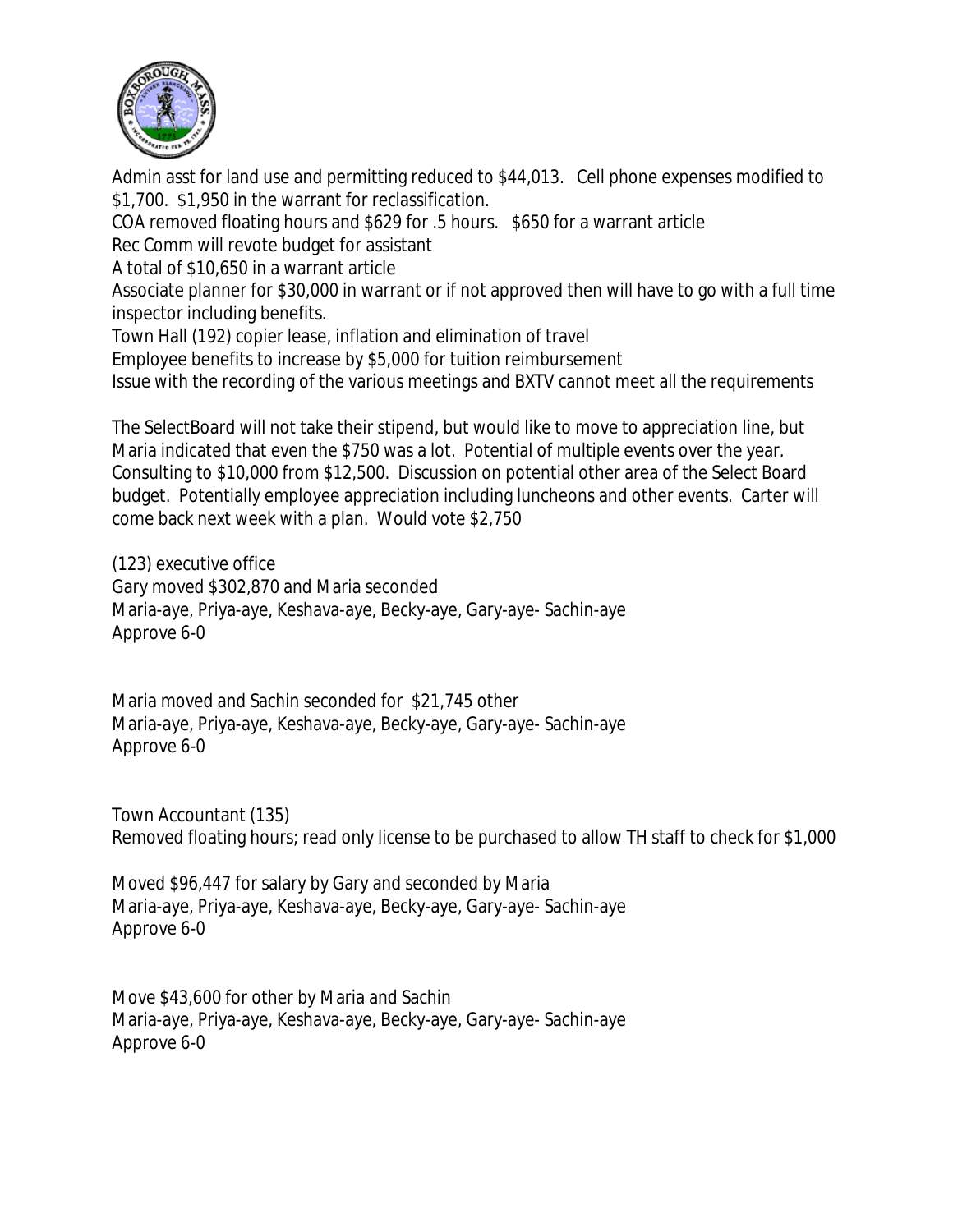Admin asst for land use and permitting reduced to $44,013. Cell phone expenses modified to $1,700. $1,950 in the warrant for reclassification.
COA removed floating hours and $629 for .5 hours. $650 for a warrant article
Rec Comm will revote budget for assistant
A total of $10,650 in a warrant article
Associate planner for $30,000 in warrant or if not approved then will have to go with a full time inspector including benefits.
Town Hall (192) copier lease, inflation and elimination of travel
Employee benefits to increase by $5,000 for tuition reimbursement
Issue with the recording of the various meetings and BXTV cannot meet all the requirements

The SelectBoard will not take their stipend, but would like to move to appreciation line, but Maria indicated that even the $750 was a lot. Potential of multiple events over the year. Consulting to $10,000 from $12,500. Discussion on potential other area of the Select Board budget. Potentially employee appreciation including luncheons and other events. Carter will come back next week with a plan. Would vote $2,750

(123) executive office
Gary moved $302,870 and Maria seconded
Maria-aye, Priya-aye, Keshava-aye, Becky-aye, Gary-aye- Sachin-aye
Approve 6-0

Maria moved and Sachin seconded for $21,745 other
Maria-aye, Priya-aye, Keshava-aye, Becky-aye, Gary-aye- Sachin-aye
Approve 6-0

Town Accountant (135)
Removed floating hours; read only license to be purchased to allow TH staff to check for $1,000

Moved $96,447 for salary by Gary and seconded by Maria
Maria-aye, Priya-aye, Keshava-aye, Becky-aye, Gary-aye- Sachin-aye
Approve 6-0

Move $43,600 for other by Maria and Sachin
Maria-aye, Priya-aye, Keshava-aye, Becky-aye, Gary-aye- Sachin-aye
Approve 6-0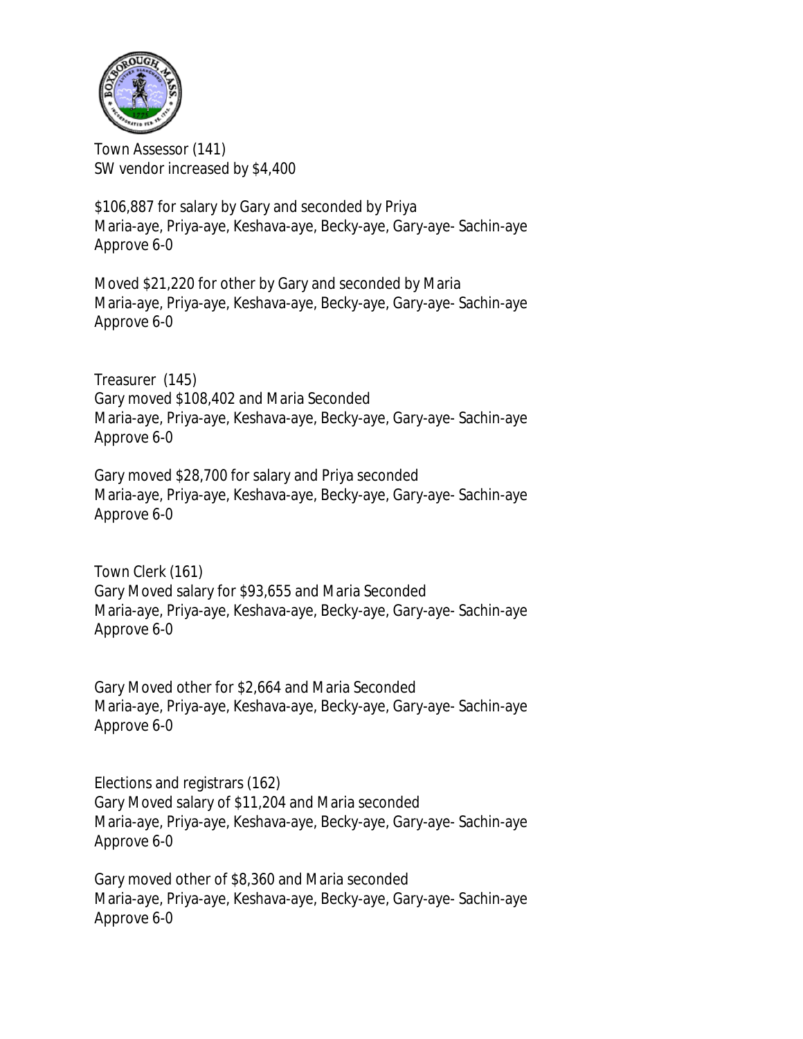Town Assessor (141)
SW vendor increased by $4,400

$106,887 for salary by Gary and seconded by Priya
Maria-aye, Priya-aye, Keshava-aye, Becky-aye, Gary-aye- Sachin-aye
Approve 6-0

Moved $21,220 for other by Gary and seconded by Maria
Maria-aye, Priya-aye, Keshava-aye, Becky-aye, Gary-aye- Sachin-aye
Approve 6-0

Treasurer (145)
Gary moved $108,402 and Maria Seconded
Maria-aye, Priya-aye, Keshava-aye, Becky-aye, Gary-aye- Sachin-aye
Approve 6-0

Gary moved $28,700 for salary and Priya seconded
Maria-aye, Priya-aye, Keshava-aye, Becky-aye, Gary-aye- Sachin-aye
Approve 6-0

Town Clerk (161)
Gary Moved salary for $93,655 and Maria Seconded
Maria-aye, Priya-aye, Keshava-aye, Becky-aye, Gary-aye- Sachin-aye
Approve 6-0

Gary Moved other for $2,664 and Maria Seconded
Maria-aye, Priya-aye, Keshava-aye, Becky-aye, Gary-aye- Sachin-aye
Approve 6-0

Elections and registrars (162)
Gary Moved salary of $11,204 and Maria seconded
Maria-aye, Priya-aye, Keshava-aye, Becky-aye, Gary-aye- Sachin-aye
Approve 6-0

Gary moved other of $8,360 and Maria seconded
Maria-aye, Priya-aye, Keshava-aye, Becky-aye, Gary-aye- Sachin-aye
Approve 6-0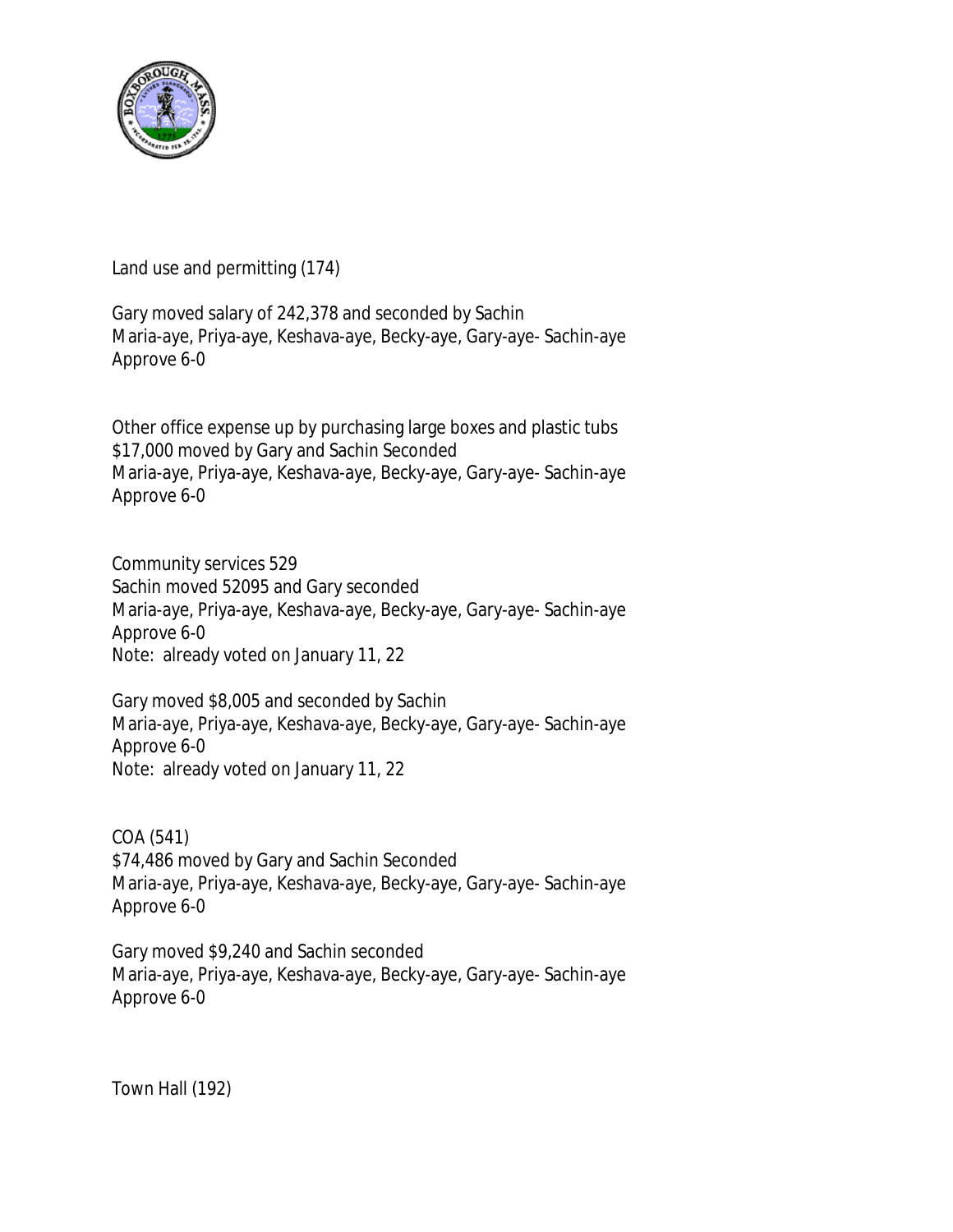Land use and permitting (174)

Gary moved salary of 242,378 and seconded by Sachin
Maria-aye, Priya-aye, Keshava-aye, Becky-aye, Gary-aye- Sachin-aye
Approve 6-0

Other office expense up by purchasing large boxes and plastic tubs
$17,000 moved by Gary and Sachin Seconded
Maria-aye, Priya-aye, Keshava-aye, Becky-aye, Gary-aye- Sachin-aye
Approve 6-0

Community services 529
Sachin moved 52095 and Gary seconded
Maria-aye, Priya-aye, Keshava-aye, Becky-aye, Gary-aye- Sachin-aye
Approve 6-0
Note: already voted on January 11, 22

Gary moved $8,005 and seconded by Sachin
Maria-aye, Priya-aye, Keshava-aye, Becky-aye, Gary-aye- Sachin-aye
Approve 6-0
Note: already voted on January 11, 22

COA (541)
$74,486 moved by Gary and Sachin Seconded
Maria-aye, Priya-aye, Keshava-aye, Becky-aye, Gary-aye- Sachin-aye
Approve 6-0

Gary moved $9,240 and Sachin seconded
Maria-aye, Priya-aye, Keshava-aye, Becky-aye, Gary-aye- Sachin-aye
Approve 6-0

Town Hall (192)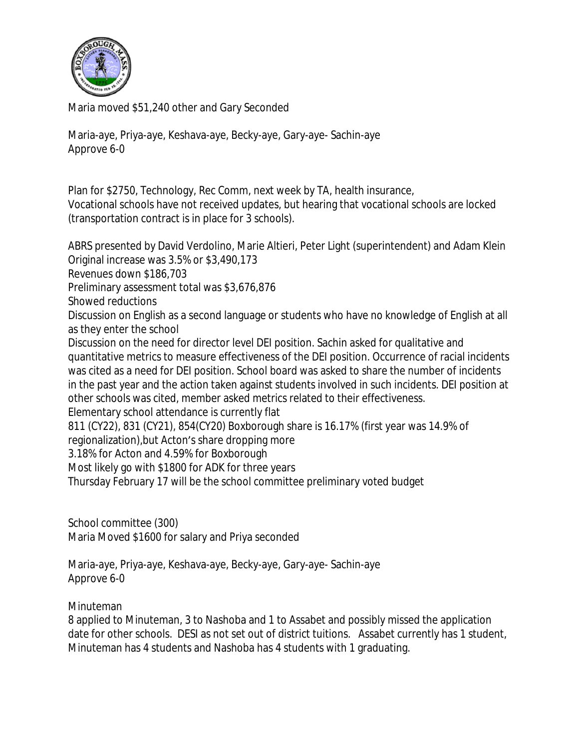Maria moved $51,240 other and Gary Seconded

Maria-aye, Priya-aye, Keshava-aye, Becky-aye, Gary-aye- Sachin-aye
Approve 6-0

Plan for $2750, Technology, Rec Comm, next week by TA, health insurance,
Vocational schools have not received updates, but hearing that vocational schools are locked (transportation contract is in place for 3 schools).

ABRS presented by David Verdolino, Marie Altieri, Peter Light (superintendent) and Adam Klein
Original increase was 3.5% or $3,490,173
Revenues down $186,703
Preliminary assessment total was $3,676,876
Showed reductions
Discussion on English as a second language or students who have no knowledge of English at all as they enter the school
Discussion on the need for director level DEI position. Sachin asked for qualitative and quantitative metrics to measure effectiveness of the DEI position. Occurrence of racial incidents was cited as a need for DEI position. School board was asked to share the number of incidents in the past year and the action taken against students involved in such incidents. DEI position at other schools was cited, member asked metrics related to their effectiveness.
Elementary school attendance is currently flat
811 (CY22), 831 (CY21), 854(CY20) Boxborough share is 16.17% (first year was 14.9% of regionalization),but Acton's share dropping more
3.18% for Acton and 4.59% for Boxborough
Most likely go with $1800 for ADK for three years
Thursday February 17 will be the school committee preliminary voted budget

School committee (300)
Maria Moved $1600 for salary and Priya seconded

Maria-aye, Priya-aye, Keshava-aye, Becky-aye, Gary-aye- Sachin-aye
Approve 6-0

Minuteman
8 applied to Minuteman, 3 to Nashoba and 1 to Assabet and possibly missed the application date for other schools. DESI as not set out of district tuitions. Assabet currently has 1 student, Minuteman has 4 students and Nashoba has 4 students with 1 graduating.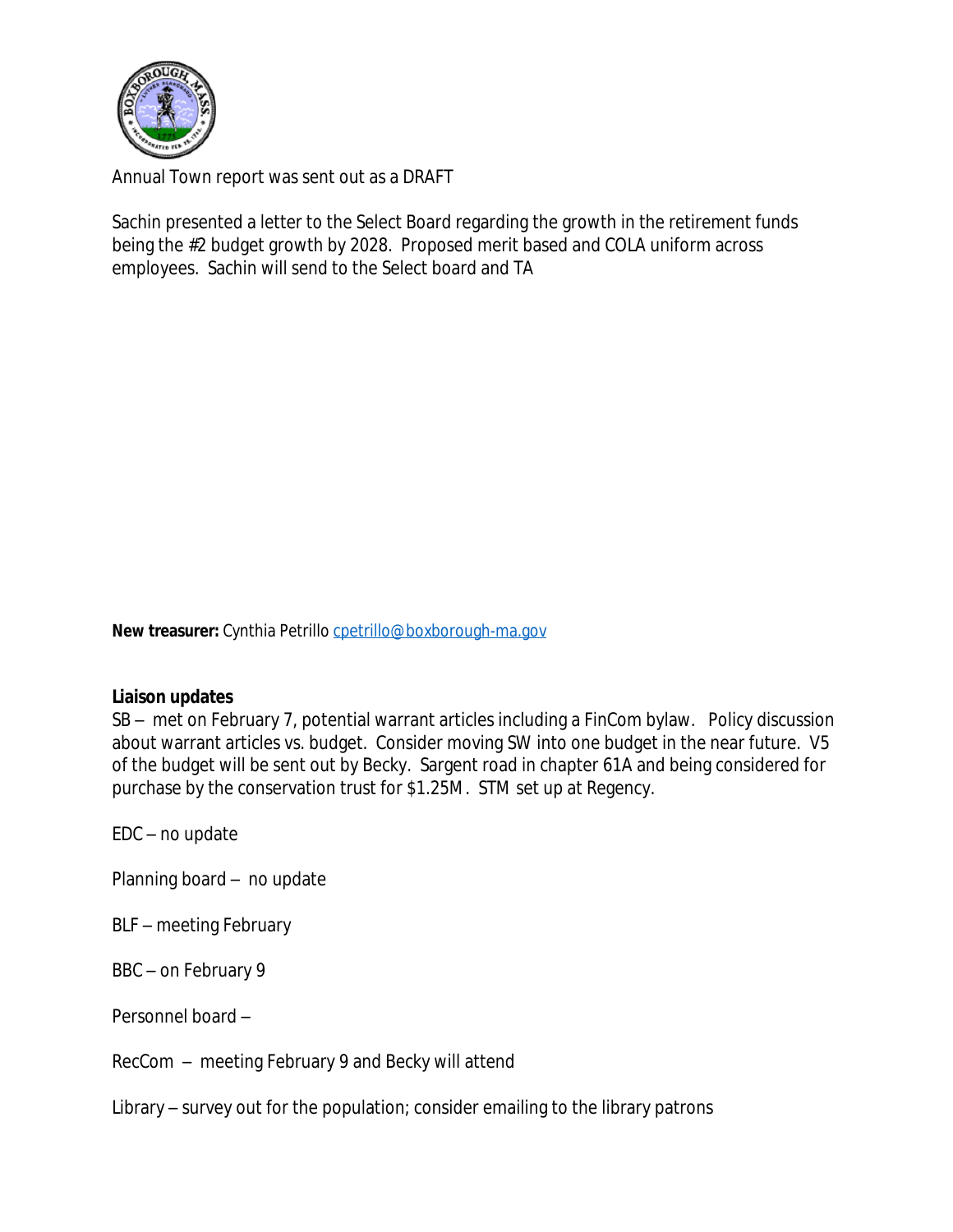Annual Town report was sent out as a DRAFT

Sachin presented a letter to the Select Board regarding the growth in the retirement funds being the #2 budget growth by 2028. Proposed merit based and COLA uniform across employees. Sachin will send to the Select board and TA

**New treasurer:** Cynthia Petrillo [cpetrillo@boxborough-ma.gov](mailto:cpetrillo@boxborough-ma.gov)

**Liaison updates**

SB – met on February 7, potential warrant articles including a FinCom bylaw. Policy discussion about warrant articles vs. budget. Consider moving SW into one budget in the near future. V5 of the budget will be sent out by Becky. Sargent road in chapter 61A and being considered for purchase by the conservation trust for $1.25M. STM set up at Regency.

EDC – no update

Planning board – no update

BLF – meeting February

BBC – on February 9

Personnel board –

RecCom – meeting February 9 and Becky will attend

Library – survey out for the population; consider emailing to the library patrons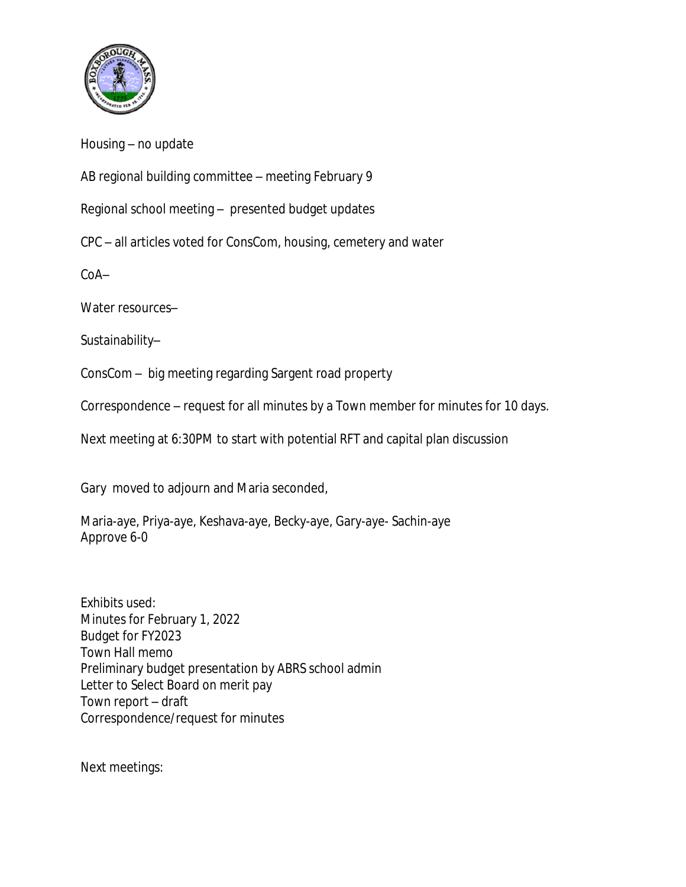Housing – no update

AB regional building committee – meeting February 9

Regional school meeting – presented budget updates

CPC – all articles voted for ConsCom, housing, cemetery and water

CoA–

Water resources–

Sustainability–

ConsCom – big meeting regarding Sargent road property

Correspondence – request for all minutes by a Town member for minutes for 10 days.

Next meeting at 6:30PM to start with potential RFT and capital plan discussion

Gary moved to adjourn and Maria seconded,

Maria-aye, Priya-aye, Keshava-aye, Becky-aye, Gary-aye- Sachin-aye
Approve 6-0

Exhibits used:
Minutes for February 1, 2022
Budget for FY2023
Town Hall memo
Preliminary budget presentation by ABRS school admin
Letter to Select Board on merit pay
Town report – draft
Correspondence/request for minutes

Next meetings: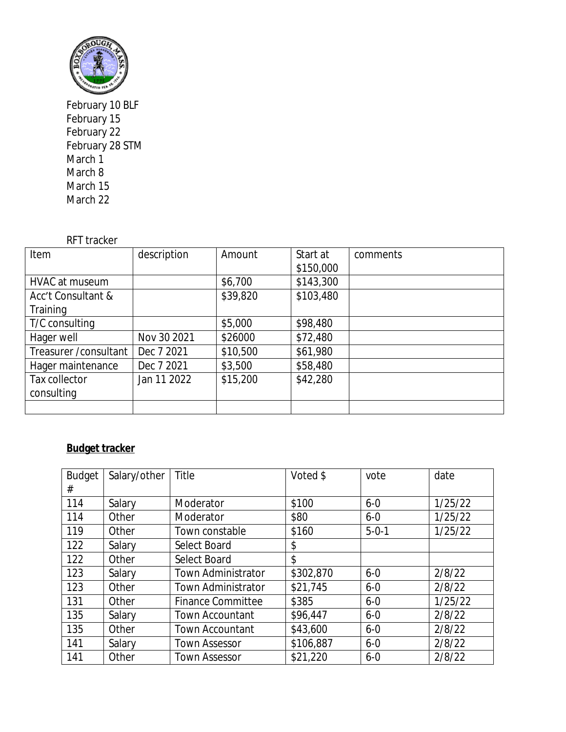February 10 BLF
February 15
February 22
February 28 STM
March 1
March 8
March 15
March 22

RFT tracker

| Item | description | Amount | Start at $150,000 | comments |
|---|---|---|---|---|
| HVAC at museum | | $6,700 | $143,300 | |
| Acc't Consultant & Training | | $39,820 | $103,480 | |
| T/C consulting | | $5,000 | $98,480 | |
| Hager well | Nov 30 2021 | $26000 | $72,480 | |
| Treasurer /consultant | Dec 7 2021 | $10,500 | $61,980 | |
| Hager maintenance | Dec 7 2021 | $3,500 | $58,480 | |
| Tax collector consulting | Jan 11 2022 | $15,200 | $42,280 | |
| | | | | |

**Budget tracker**

| Budget # | Salary/other | Title | Voted $ | vote | date |
|---|---|---|---|---|---|
| 114 | Salary | Moderator | $100 | 6-0 | 1/25/22 |
| 114 | Other | Moderator | $80 | 6-0 | 1/25/22 |
| 119 | Other | Town constable | $160 | 5-0-1 | 1/25/22 |
| 122 | Salary | Select Board | $ | | |
| 122 | Other | Select Board | $ | | |
| 123 | Salary | Town Administrator | $302,870 | 6-0 | 2/8/22 |
| 123 | Other | Town Administrator | $21,745 | 6-0 | 2/8/22 |
| 131 | Other | Finance Committee | $385 | 6-0 | 1/25/22 |
| 135 | Salary | Town Accountant | $96,447 | 6-0 | 2/8/22 |
| 135 | Other | Town Accountant | $43,600 | 6-0 | 2/8/22 |
| 141 | Salary | Town Assessor | $106,887 | 6-0 | 2/8/22 |
| 141 | Other | Town Assessor | $21,220 | 6-0 | 2/8/22 |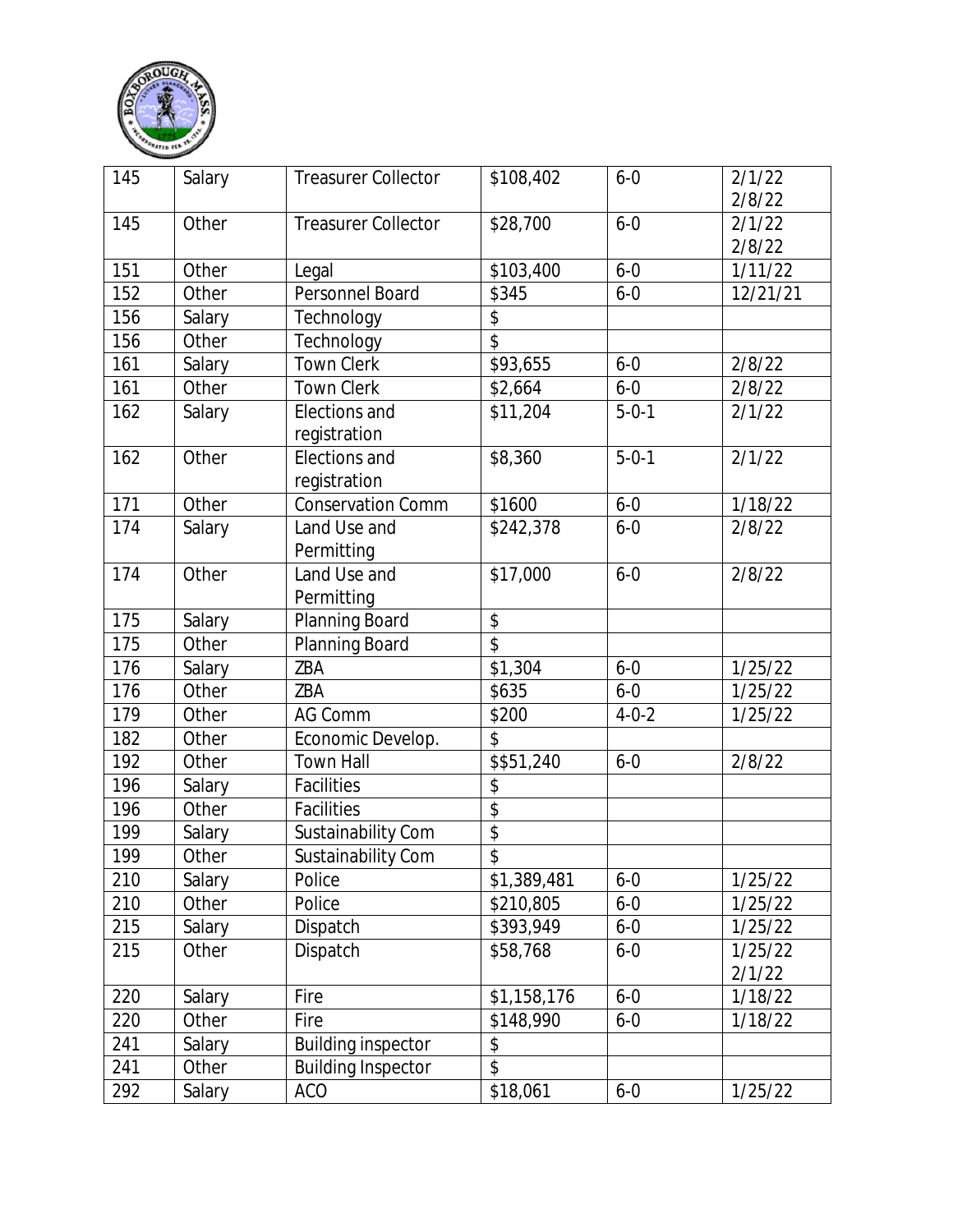| 145 | Salary | Treasurer Collector | $108,402 | 6-0 | 2/1/22 2/8/22 |
|---|---|---|---|---|---|
| 145 | Other | Treasurer Collector | $28,700 | 6-0 | 2/1/22 2/8/22 |
| 151 | Other | Legal | $103,400 | 6-0 | 1/11/22 |
| 152 | Other | Personnel Board | $345 | 6-0 | 12/21/21 |
| 156 | Salary | Technology | $ | | |
| 156 | Other | Technology | $ | | |
| 161 | Salary | Town Clerk | $93,655 | 6-0 | 2/8/22 |
| 161 | Other | Town Clerk | $2,664 | 6-0 | 2/8/22 |
| 162 | Salary | Elections and registration | $11,204 | 5-0-1 | 2/1/22 |
| 162 | Other | Elections and registration | $8,360 | 5-0-1 | 2/1/22 |
| 171 | Other | Conservation Comm | $1600 | 6-0 | 1/18/22 |
| 174 | Salary | Land Use and Permitting | $242,378 | 6-0 | 2/8/22 |
| 174 | Other | Land Use and Permitting | $17,000 | 6-0 | 2/8/22 |
| 175 | Salary | Planning Board | $ | | |
| 175 | Other | Planning Board | $ | | |
| 176 | Salary | ZBA | $1,304 | 6-0 | 1/25/22 |
| 176 | Other | ZBA | $635 | 6-0 | 1/25/22 |
| 179 | Other | AG Comm | $200 | 4-0-2 | 1/25/22 |
| 182 | Other | Economic Develop. | $ | | |
| 192 | Other | Town Hall | $$51,240 | 6-0 | 2/8/22 |
| 196 | Salary | Facilities | $ | | |
| 196 | Other | Facilities | $ | | |
| 199 | Salary | Sustainability Com | $ | | |
| 199 | Other | Sustainability Com | $ | | |
| 210 | Salary | Police | $1,389,481 | 6-0 | 1/25/22 |
| 210 | Other | Police | $210,805 | 6-0 | 1/25/22 |
| 215 | Salary | Dispatch | $393,949 | 6-0 | 1/25/22 |
| 215 | Other | Dispatch | $58,768 | 6-0 | 1/25/22 2/1/22 |
| 220 | Salary | Fire | $1,158,176 | 6-0 | 1/18/22 |
| 220 | Other | Fire | $148,990 | 6-0 | 1/18/22 |
| 241 | Salary | Building inspector | $ | | |
| 241 | Other | Building Inspector | $ | | |
| 292 | Salary | ACO | $18,061 | 6-0 | 1/25/22 |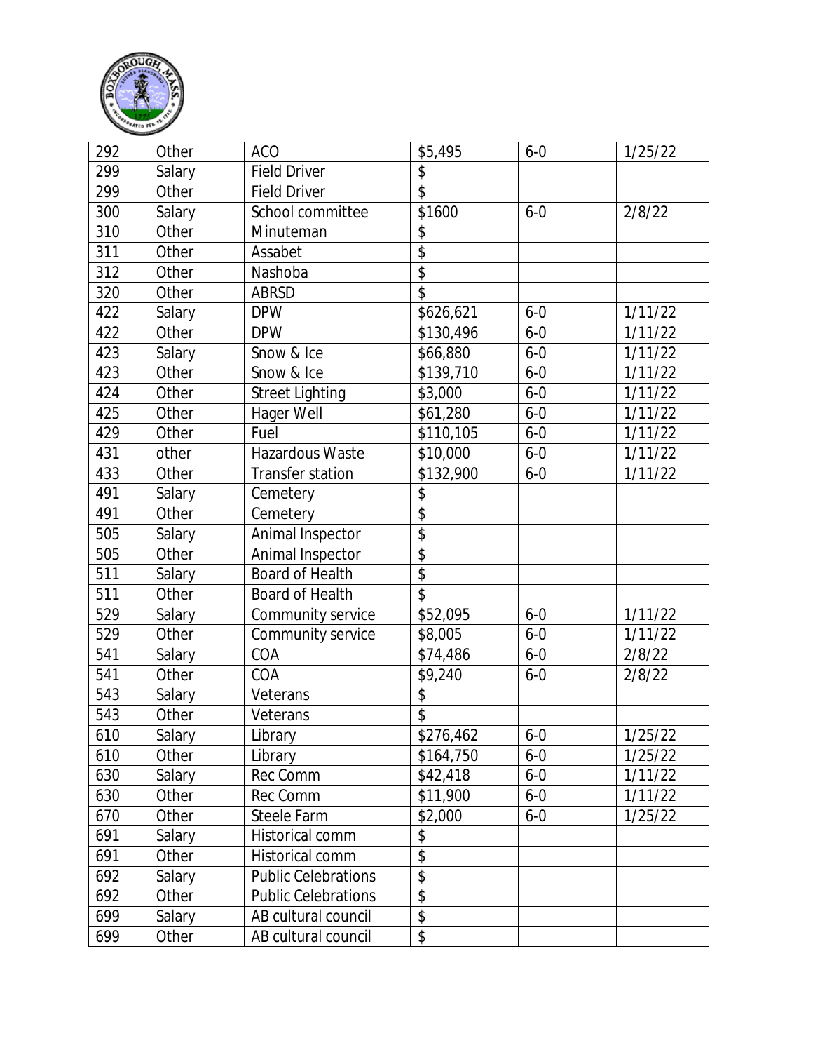| 292 | Other | ACO | $5,495 | 6-0 | 1/25/22 |
|---|---|---|---|---|---|
| 299 | Salary | Field Driver | $ | | |
| 299 | Other | Field Driver | $ | | |
| 300 | Salary | School committee | $1600 | 6-0 | 2/8/22 |
| 310 | Other | Minuteman | $ | | |
| 311 | Other | Assabet | $ | | |
| 312 | Other | Nashoba | $ | | |
| 320 | Other | ABRSD | $ | | |
| 422 | Salary | DPW | $626,621 | 6-0 | 1/11/22 |
| 422 | Other | DPW | $130,496 | 6-0 | 1/11/22 |
| 423 | Salary | Snow & Ice | $66,880 | 6-0 | 1/11/22 |
| 423 | Other | Snow & Ice | $139,710 | 6-0 | 1/11/22 |
| 424 | Other | Street Lighting | $3,000 | 6-0 | 1/11/22 |
| 425 | Other | Hager Well | $61,280 | 6-0 | 1/11/22 |
| 429 | Other | Fuel | $110,105 | 6-0 | 1/11/22 |
| 431 | other | Hazardous Waste | $10,000 | 6-0 | 1/11/22 |
| 433 | Other | Transfer station | $132,900 | 6-0 | 1/11/22 |
| 491 | Salary | Cemetery | $ | | |
| 491 | Other | Cemetery | $ | | |
| 505 | Salary | Animal Inspector | $ | | |
| 505 | Other | Animal Inspector | $ | | |
| 511 | Salary | Board of Health | $ | | |
| 511 | Other | Board of Health | $ | | |
| 529 | Salary | Community service | $52,095 | 6-0 | 1/11/22 |
| 529 | Other | Community service | $8,005 | 6-0 | 1/11/22 |
| 541 | Salary | COA | $74,486 | 6-0 | 2/8/22 |
| 541 | Other | COA | $9,240 | 6-0 | 2/8/22 |
| 543 | Salary | Veterans | $ | | |
| 543 | Other | Veterans | $ | | |
| 610 | Salary | Library | $276,462 | 6-0 | 1/25/22 |
| 610 | Other | Library | $164,750 | 6-0 | 1/25/22 |
| 630 | Salary | Rec Comm | $42,418 | 6-0 | 1/11/22 |
| 630 | Other | Rec Comm | $11,900 | 6-0 | 1/11/22 |
| 670 | Other | Steele Farm | $2,000 | 6-0 | 1/25/22 |
| 691 | Salary | Historical comm | $ | | |
| 691 | Other | Historical comm | $ | | |
| 692 | Salary | Public Celebrations | $ | | |
| 692 | Other | Public Celebrations | $ | | |
| 699 | Salary | AB cultural council | $ | | |
| 699 | Other | AB cultural council | $ | | |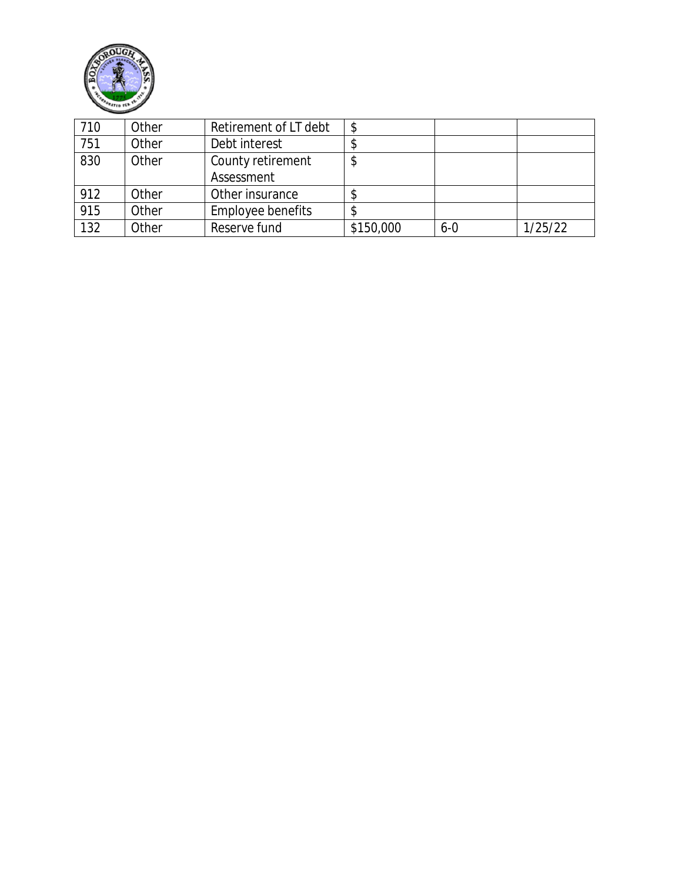| | | | | | |
|---|---|---|---|---|---|
| 710 | Other | Retirement of LT debt | $ | | |
| 751 | Other | Debt interest | $ | | |
| 830 | Other | County retirement Assessment | $ | | |
| 912 | Other | Other insurance | $ | | |
| 915 | Other | Employee benefits | $ | | |
| 132 | Other | Reserve fund | $150,000 | 6-0 | 1/25/22 |